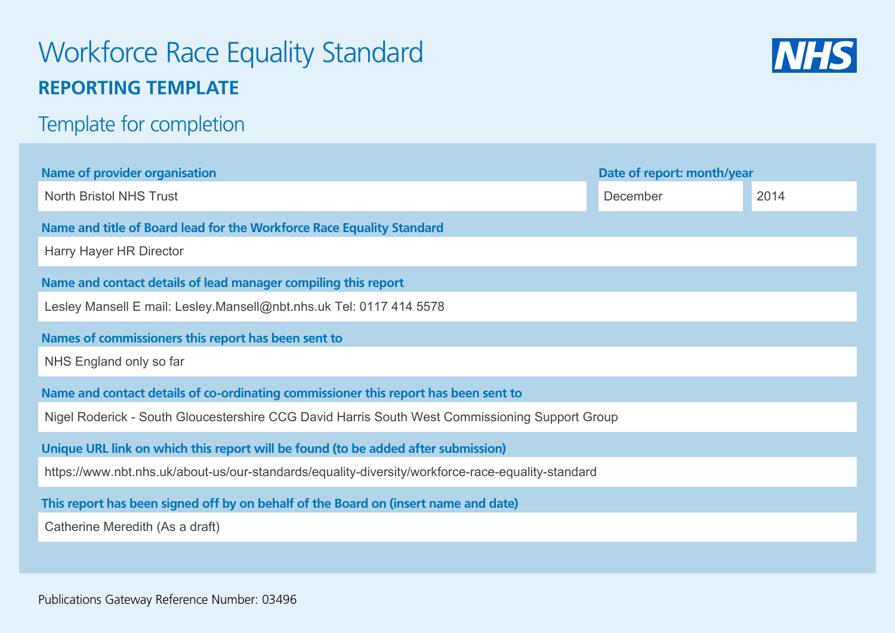# Workforce Race Equality Standard

## REPORTING TEMPLATE

### Template for completion

**Name of provider organisation**

North Bristol NHS Trust

**Date of report: month/year**

December 2014

**Name and title of Board lead for the Workforce Race Equality Standard**

Harry Hayer HR Director

**Name and contact details of lead manager compiling this report**

Lesley Mansell E mail: Lesley.Mansell@nbt.nhs.uk Tel: 0117 414 5578

**Names of commissioners this report has been sent to**

NHS England only so far

**Name and contact details of co-ordinating commissioner this report has been sent to**

Nigel Roderick - South Gloucestershire CCG David Harris South West Commissioning Support Group

**Unique URL link on which this report will be found (to be added after submission)**

https://www.nbt.nhs.uk/about-us/our-standards/equality-diversity/workforce-race-equality-standard

**This report has been signed off by on behalf of the Board on (insert name and date)**

Catherine Meredith (As a draft)

Publications Gateway Reference Number: 03496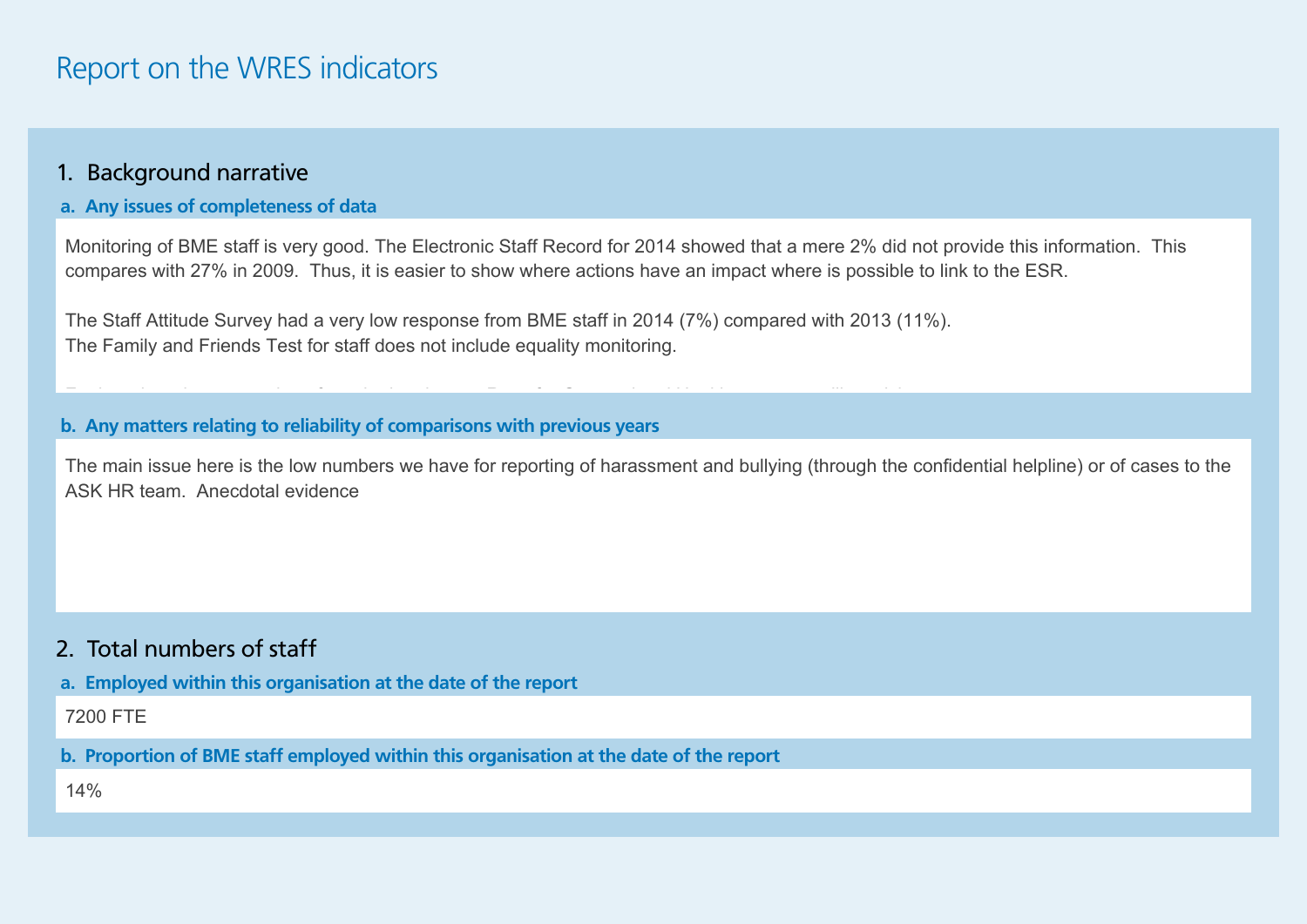# Report on the WRES indicators

## 1. Background narrative

### a. Any issues of completeness of data

Monitoring of BME staff is very good. The Electronic Staff Record for 2014 showed that a mere 2% did not provide this information. This compares with 27% in 2009. Thus, it is easier to show where actions have an impact where is possible to link to the ESR.

The Staff Attitude Survey had a very low response from BME staff in 2014 (7%) compared with 2013 (11%).
The Family and Friends Test for staff does not include equality monitoring.

### b. Any matters relating to reliability of comparisons with previous years

The main issue here is the low numbers we have for reporting of harassment and bullying (through the confidential helpline) or of cases to the ASK HR team. Anecdotal evidence

## 2. Total numbers of staff

### a. Employed within this organisation at the date of the report

7200 FTE

### b. Proportion of BME staff employed within this organisation at the date of the report

14%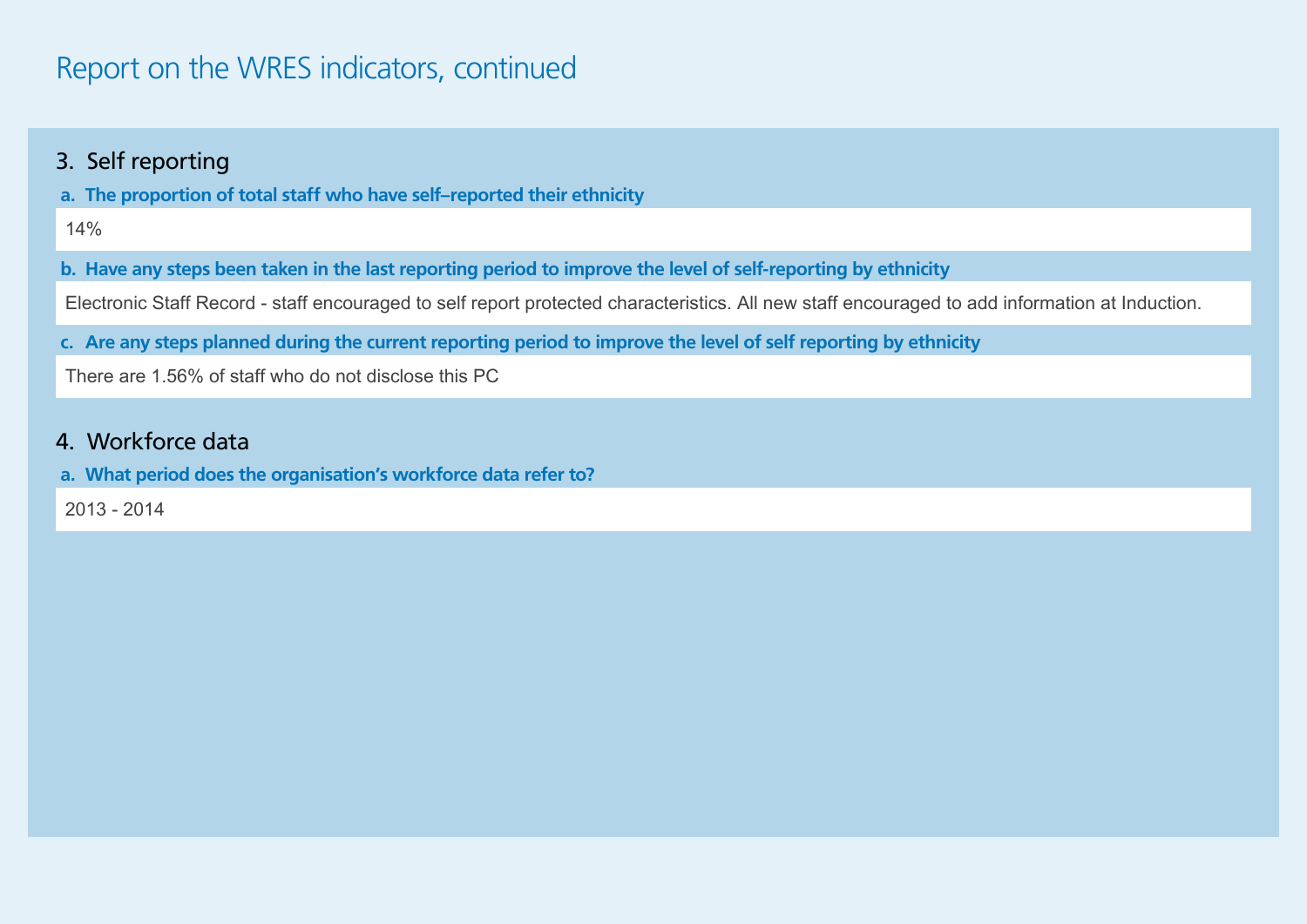# Report on the WRES indicators, continued

## 3. Self reporting

**a. The proportion of total staff who have self–reported their ethnicity**

14%

**b. Have any steps been taken in the last reporting period to improve the level of self-reporting by ethnicity**

Electronic Staff Record - staff encouraged to self report protected characteristics. All new staff encouraged to add information at Induction.

**c. Are any steps planned during the current reporting period to improve the level of self reporting by ethnicity**

There are 1.56% of staff who do not disclose this PC

## 4. Workforce data

**a. What period does the organisation's workforce data refer to?**

2013 - 2014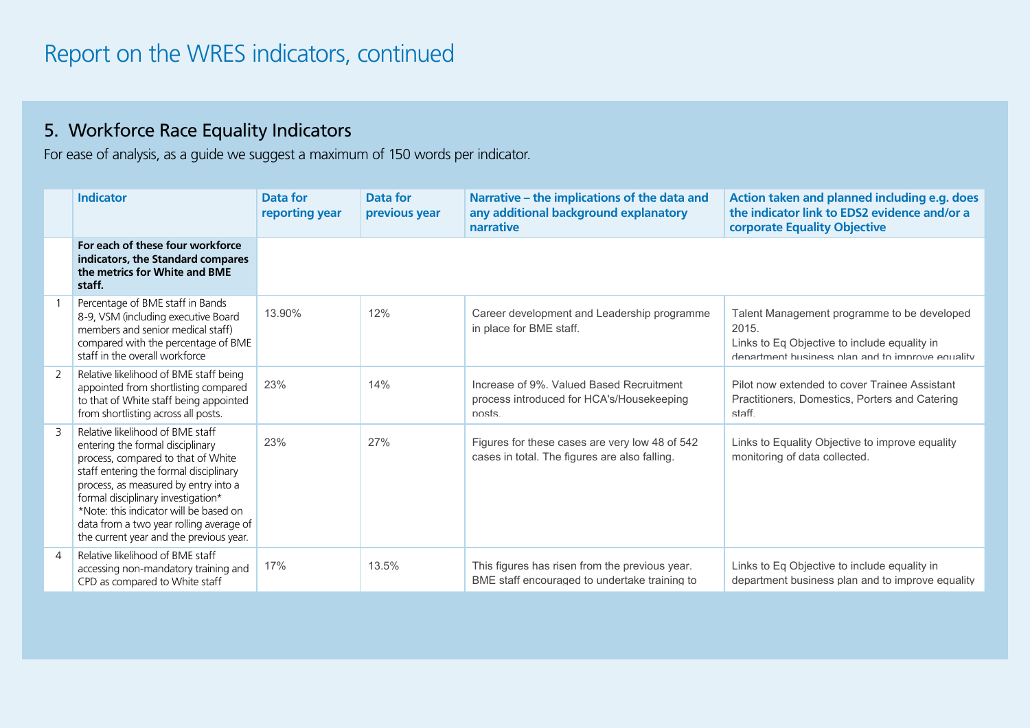# Report on the WRES indicators, continued

## 5. Workforce Race Equality Indicators

For ease of analysis, as a guide we suggest a maximum of 150 words per indicator.

| | Indicator | Data for reporting year | Data for previous year | Narrative – the implications of the data and any additional background explanatory narrative | Action taken and planned including e.g. does the indicator link to EDS2 evidence and/or a corporate Equality Objective |
|---|---|---|---|---|---|
| | **For each of these four workforce indicators, the Standard compares the metrics for White and BME staff.** | | | | |
| 1 | Percentage of BME staff in Bands 8-9, VSM (including executive Board members and senior medical staff) compared with the percentage of BME staff in the overall workforce | 13.90% | 12% | Career development and Leadership programme in place for BME staff. | Talent Management programme to be developed 2015.<br>Links to Eq Objective to include equality in department business plan and to improve equality |
| 2 | Relative likelihood of BME staff being appointed from shortlisting compared to that of White staff being appointed from shortlisting across all posts. | 23% | 14% | Increase of 9%. Valued Based Recruitment process introduced for HCA's/Housekeeping posts. | Pilot now extended to cover Trainee Assistant Practitioners, Domestics, Porters and Catering staff. |
| 3 | Relative likelihood of BME staff entering the formal disciplinary process, compared to that of White staff entering the formal disciplinary process, as measured by entry into a formal disciplinary investigation*<br>*Note: this indicator will be based on data from a two year rolling average of the current year and the previous year. | 23% | 27% | Figures for these cases are very low 48 of 542 cases in total. The figures are also falling. | Links to Equality Objective to improve equality monitoring of data collected. |
| 4 | Relative likelihood of BME staff accessing non-mandatory training and CPD as compared to White staff | 17% | 13.5% | This figures has risen from the previous year. BME staff encouraged to undertake training to | Links to Eq Objective to include equality in department business plan and to improve equality |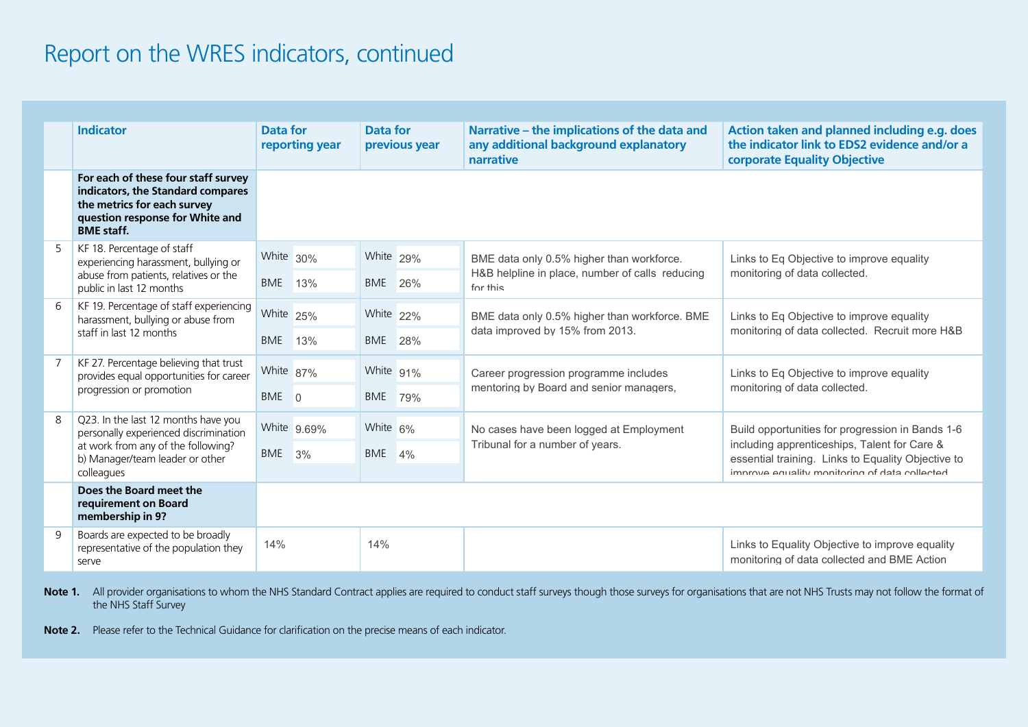# Report on the WRES indicators, continued

| | Indicator | Data for reporting year | Data for previous year | Narrative – the implications of the data and any additional background explanatory narrative | Action taken and planned including e.g. does the indicator link to EDS2 evidence and/or a corporate Equality Objective |
|---|---|---|---|---|---|
| | **For each of these four staff survey indicators, the Standard compares the metrics for each survey question response for White and BME staff.** | | | | |
| 5 | KF 18. Percentage of staff experiencing harassment, bullying or abuse from patients, relatives or the public in last 12 months | White 30%<br>BME 13% | White 29%<br>BME 26% | BME data only 0.5% higher than workforce. H&B helpline in place, number of calls reducing for this | Links to Eq Objective to improve equality monitoring of data collected. |
| 6 | KF 19. Percentage of staff experiencing harassment, bullying or abuse from staff in last 12 months | White 25%<br>BME 13% | White 22%<br>BME 28% | BME data only 0.5% higher than workforce. BME data improved by 15% from 2013. | Links to Eq Objective to improve equality monitoring of data collected. Recruit more H&B |
| 7 | KF 27. Percentage believing that trust provides equal opportunities for career progression or promotion | White 87%<br>BME 0 | White 91%<br>BME 79% | Career progression programme includes mentoring by Board and senior managers, | Links to Eq Objective to improve equality monitoring of data collected. |
| 8 | Q23. In the last 12 months have you personally experienced discrimination at work from any of the following? b) Manager/team leader or other colleagues | White 9.69%<br>BME 3% | White 6%<br>BME 4% | No cases have been logged at Employment Tribunal for a number of years. | Build opportunities for progression in Bands 1-6 including apprenticeships, Talent for Care & essential training. Links to Equality Objective to improve equality monitoring of data collected |
| | **Does the Board meet the requirement on Board membership in 9?** | | | | |
| 9 | Boards are expected to be broadly representative of the population they serve | 14% | 14% | | Links to Equality Objective to improve equality monitoring of data collected and BME Action |

**Note 1.** All provider organisations to whom the NHS Standard Contract applies are required to conduct staff surveys though those surveys for organisations that are not NHS Trusts may not follow the format of the NHS Staff Survey

**Note 2.** Please refer to the Technical Guidance for clarification on the precise means of each indicator.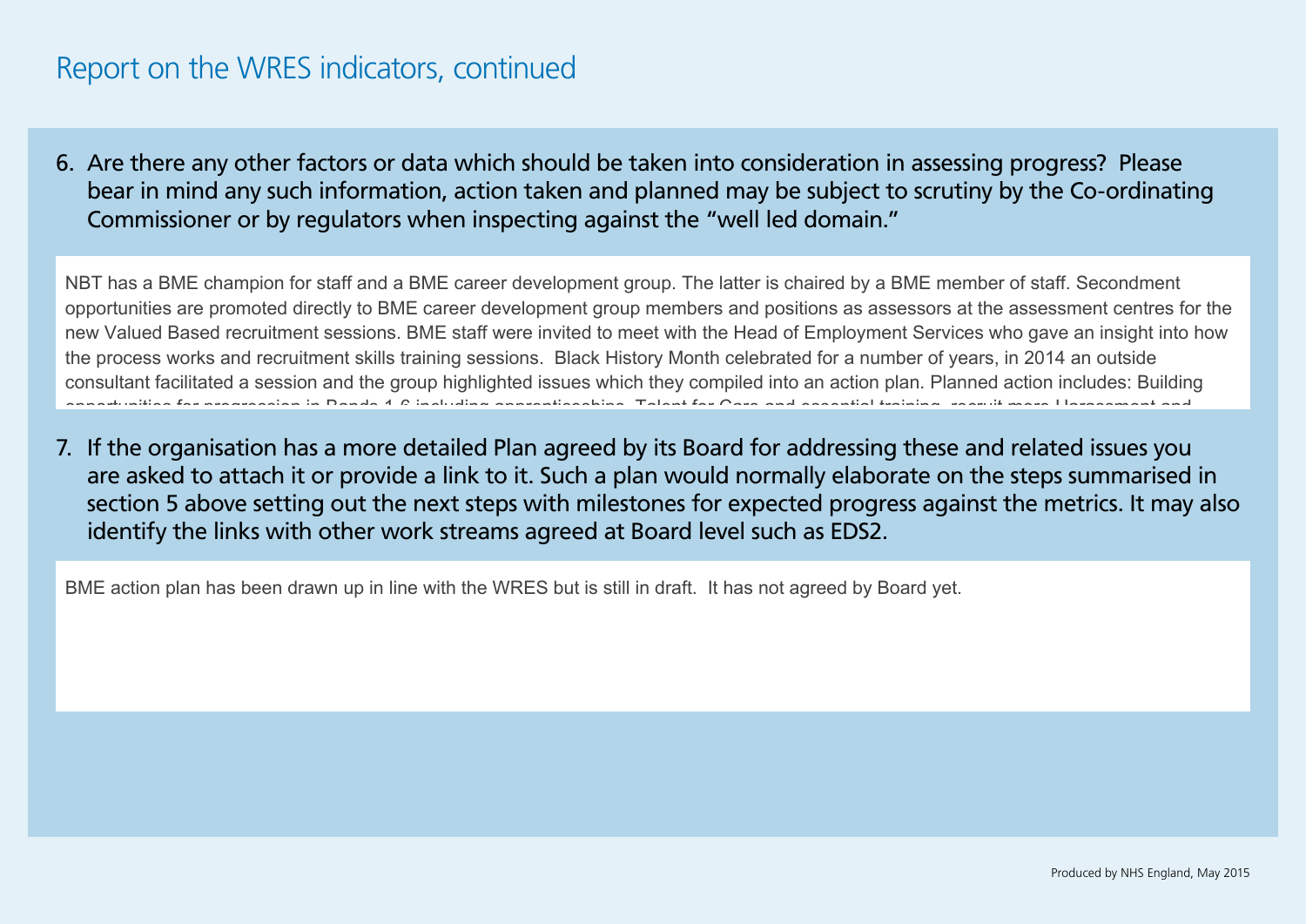# Report on the WRES indicators, continued

6. Are there any other factors or data which should be taken into consideration in assessing progress? Please bear in mind any such information, action taken and planned may be subject to scrutiny by the Co-ordinating Commissioner or by regulators when inspecting against the "well led domain."

NBT has a BME champion for staff and a BME career development group. The latter is chaired by a BME member of staff. Secondment opportunities are promoted directly to BME career development group members and positions as assessors at the assessment centres for the new Valued Based recruitment sessions. BME staff were invited to meet with the Head of Employment Services who gave an insight into how the process works and recruitment skills training sessions. Black History Month celebrated for a number of years, in 2014 an outside consultant facilitated a session and the group highlighted issues which they compiled into an action plan. Planned action includes: Building opportunities for progression in Bands 1-6 including apprenticeships, Talent for Care and essential training, recruit more Harassment and

7. If the organisation has a more detailed Plan agreed by its Board for addressing these and related issues you are asked to attach it or provide a link to it. Such a plan would normally elaborate on the steps summarised in section 5 above setting out the next steps with milestones for expected progress against the metrics. It may also identify the links with other work streams agreed at Board level such as EDS2.

BME action plan has been drawn up in line with the WRES but is still in draft. It has not agreed by Board yet.

Produced by NHS England, May 2015